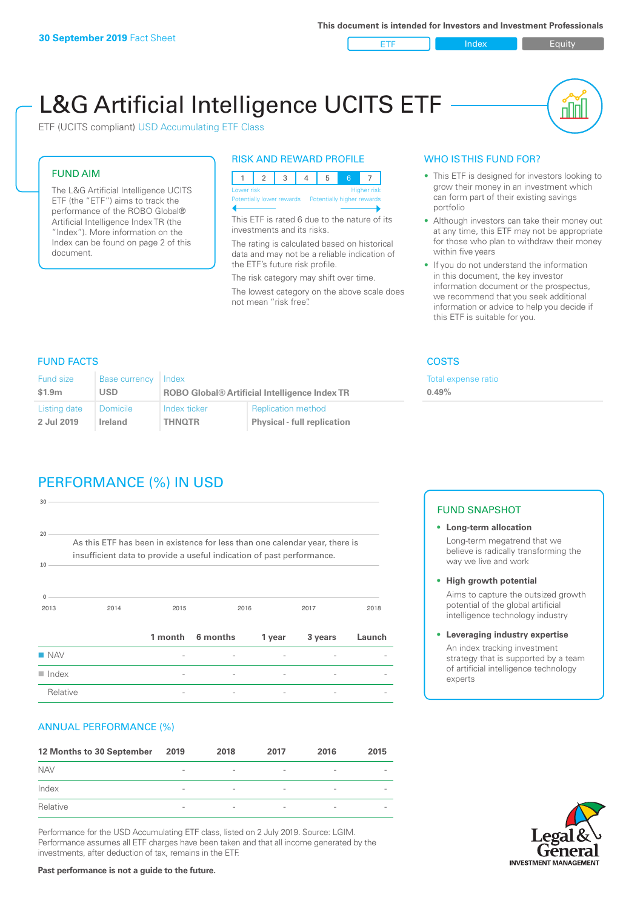**30 September 2019** Fact Sheet

This document is intended for Investors and Investment Professionals

ETF | Index | Equity

# L&G Artificial Intelligence UCITS ETF

ETF (UCITS compliant) USD Accumulating ETF Class

## FUND AIM

The L&G Artificial Intelligence UCITS ETF (the "ETF") aims to track the performance of the ROBO Global® Artificial Intelligence Index TR (the "Index"). More information on the Index can be found on page 2 of this document.

## RISK AND REWARD PROFILE

| 1 | 2 | 3 | 4 | 5 | 6 | 7 |
|---|---|---|---|---|---|---|

Lower risk — Higher risk
Potentially lower rewards — Potentially higher rewards

This ETF is rated 6 due to the nature of its investments and its risks.

The rating is calculated based on historical data and may not be a reliable indication of the ETF's future risk profile.

The risk category may shift over time.

The lowest category on the above scale does not mean "risk free".

## WHO IS THIS FUND FOR?

- This ETF is designed for investors looking to grow their money in an investment which can form part of their existing savings portfolio
- Although investors can take their money out at any time, this ETF may not be appropriate for those who plan to withdraw their money within five years
- If you do not understand the information in this document, the key investor information document or the prospectus, we recommend that you seek additional information or advice to help you decide if this ETF is suitable for you.

## FUND FACTS

| Fund size | Base currency | Index | |
|---|---|---|---|
| $1.9m | USD | ROBO Global® Artificial Intelligence Index TR | |
| **Listing date** | **Domicile** | **Index ticker** | **Replication method** |
| 2 Jul 2019 | Ireland | THNQTR | Physical - full replication |

## COSTS

Total expense ratio
**0.49%**

## PERFORMANCE (%) IN USD

As this ETF has been in existence for less than one calendar year, there is insufficient data to provide a useful indication of past performance.

| | 1 month | 6 months | 1 year | 3 years | Launch |
|---|---|---|---|---|---|
| NAV | - | - | - | - | - |
| Index | - | - | - | - | - |
| Relative | - | - | - | - | - |

## ANNUAL PERFORMANCE (%)

| 12 Months to 30 September | 2019 | 2018 | 2017 | 2016 | 2015 |
|---|---|---|---|---|---|
| NAV | - | - | - | - | - |
| Index | - | - | - | - | - |
| Relative | - | - | - | - | - |

Performance for the USD Accumulating ETF class, listed on 2 July 2019. Source: LGIM. Performance assumes all ETF charges have been taken and that all income generated by the investments, after deduction of tax, remains in the ETF.

**Past performance is not a guide to the future.**

## FUND SNAPSHOT

- **Long-term allocation**
  Long-term megatrend that we believe is radically transforming the way we live and work
- **High growth potential**
  Aims to capture the outsized growth potential of the global artificial intelligence technology industry
- **Leveraging industry expertise**
  An index tracking investment strategy that is supported by a team of artificial intelligence technology experts

Legal & General INVESTMENT MANAGEMENT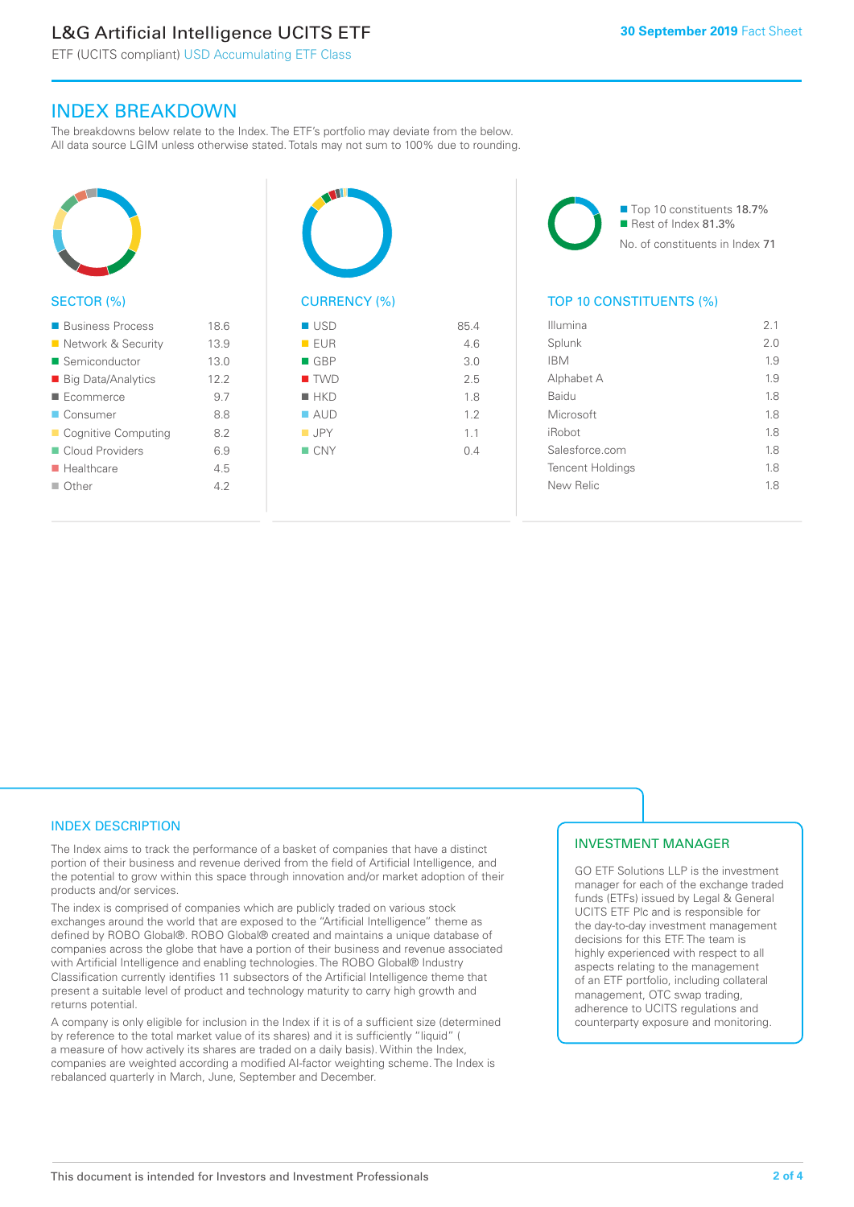## INDEX BREAKDOWN

The breakdowns below relate to the Index. The ETF's portfolio may deviate from the below. All data source LGIM unless otherwise stated. Totals may not sum to 100% due to rounding.

### SECTOR (%)

| Sector | % |
|---|---|
| Business Process | 18.6 |
| Network & Security | 13.9 |
| Semiconductor | 13.0 |
| Big Data/Analytics | 12.2 |
| Ecommerce | 9.7 |
| Consumer | 8.8 |
| Cognitive Computing | 8.2 |
| Cloud Providers | 6.9 |
| Healthcare | 4.5 |
| Other | 4.2 |

### CURRENCY (%)

| Currency | % |
|---|---|
| USD | 85.4 |
| EUR | 4.6 |
| GBP | 3.0 |
| TWD | 2.5 |
| HKD | 1.8 |
| AUD | 1.2 |
| JPY | 1.1 |
| CNY | 0.4 |

- Top 10 constituents 18.7%
- Rest of Index 81.3%

No. of constituents in Index 71

### TOP 10 CONSTITUENTS (%)

| Constituent | % |
|---|---|
| Illumina | 2.1 |
| Splunk | 2.0 |
| IBM | 1.9 |
| Alphabet A | 1.9 |
| Baidu | 1.8 |
| Microsoft | 1.8 |
| iRobot | 1.8 |
| Salesforce.com | 1.8 |
| Tencent Holdings | 1.8 |
| New Relic | 1.8 |

### INDEX DESCRIPTION

The Index aims to track the performance of a basket of companies that have a distinct portion of their business and revenue derived from the field of Artificial Intelligence, and the potential to grow within this space through innovation and/or market adoption of their products and/or services.

The index is comprised of companies which are publicly traded on various stock exchanges around the world that are exposed to the "Artificial Intelligence" theme as defined by ROBO Global®. ROBO Global® created and maintains a unique database of companies across the globe that have a portion of their business and revenue associated with Artificial Intelligence and enabling technologies. The ROBO Global® Industry Classification currently identifies 11 subsectors of the Artificial Intelligence theme that present a suitable level of product and technology maturity to carry high growth and returns potential.

A company is only eligible for inclusion in the Index if it is of a sufficient size (determined by reference to the total market value of its shares) and it is sufficiently "liquid" ( a measure of how actively its shares are traded on a daily basis). Within the Index, companies are weighted according a modified AI-factor weighting scheme. The Index is rebalanced quarterly in March, June, September and December.

### INVESTMENT MANAGER

GO ETF Solutions LLP is the investment manager for each of the exchange traded funds (ETFs) issued by Legal & General UCITS ETF Plc and is responsible for the day-to-day investment management decisions for this ETF. The team is highly experienced with respect to all aspects relating to the management of an ETF portfolio, including collateral management, OTC swap trading, adherence to UCITS regulations and counterparty exposure and monitoring.

This document is intended for Investors and Investment Professionals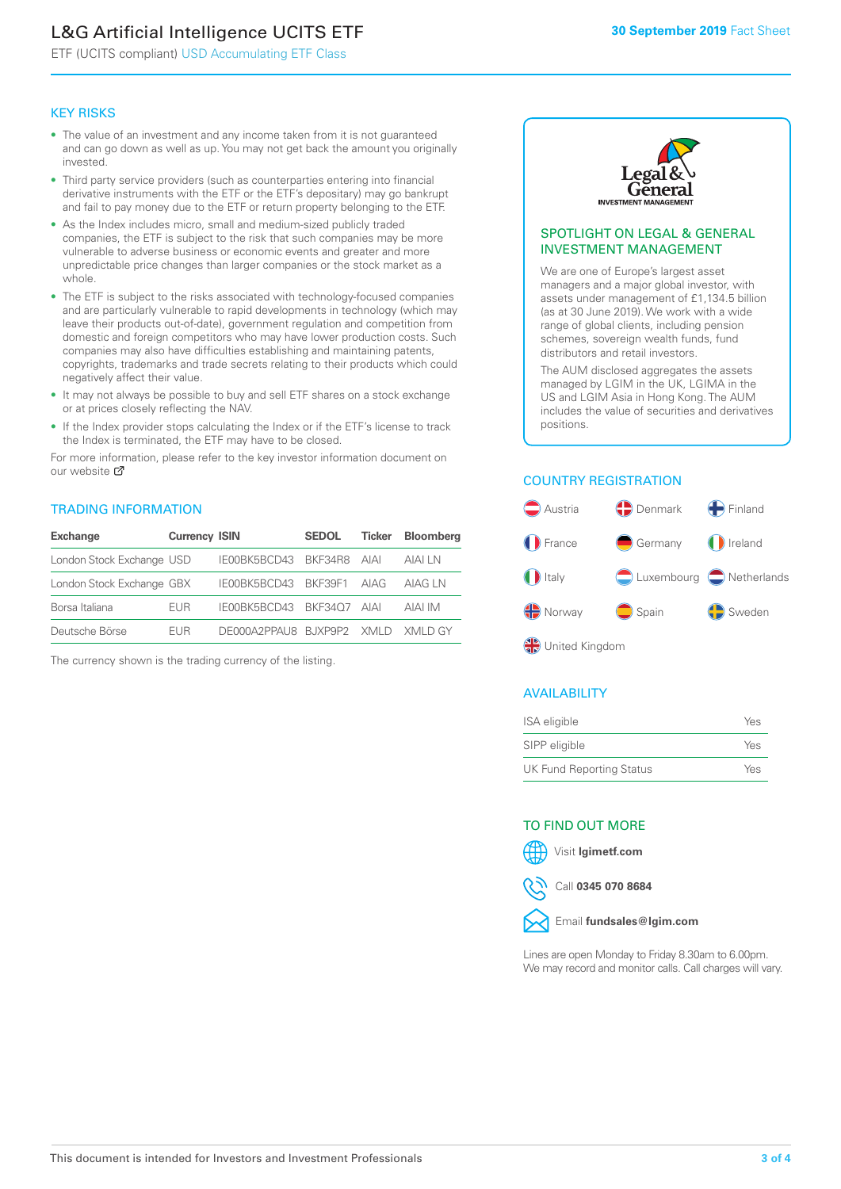# L&G Artificial Intelligence UCITS ETF

ETF (UCITS compliant) USD Accumulating ETF Class

**30 September 2019** Fact Sheet

## KEY RISKS

- The value of an investment and any income taken from it is not guaranteed and can go down as well as up. You may not get back the amount you originally invested.
- Third party service providers (such as counterparties entering into financial derivative instruments with the ETF or the ETF's depositary) may go bankrupt and fail to pay money due to the ETF or return property belonging to the ETF.
- As the Index includes micro, small and medium-sized publicly traded companies, the ETF is subject to the risk that such companies may be more vulnerable to adverse business or economic events and greater and more unpredictable price changes than larger companies or the stock market as a whole.
- The ETF is subject to the risks associated with technology-focused companies and are particularly vulnerable to rapid developments in technology (which may leave their products out-of-date), government regulation and competition from domestic and foreign competitors who may have lower production costs. Such companies may also have difficulties establishing and maintaining patents, copyrights, trademarks and trade secrets relating to their products which could negatively affect their value.
- It may not always be possible to buy and sell ETF shares on a stock exchange or at prices closely reflecting the NAV.
- If the Index provider stops calculating the Index or if the ETF's license to track the Index is terminated, the ETF may have to be closed.

For more information, please refer to the key investor information document on our website

## TRADING INFORMATION

| Exchange | Currency | ISIN | SEDOL | Ticker | Bloomberg |
|---|---|---|---|---|---|
| London Stock Exchange | USD | IE00BK5BCD43 | BKF34R8 | AIAI | AIAI LN |
| London Stock Exchange | GBX | IE00BK5BCD43 | BKF39F1 | AIAG | AIAG LN |
| Borsa Italiana | EUR | IE00BK5BCD43 | BKF34Q7 | AIAI | AIAI IM |
| Deutsche Börse | EUR | DE000A2PPAU8 | BJXP9P2 | XMLD | XMLD GY |

The currency shown is the trading currency of the listing.

## SPOTLIGHT ON LEGAL & GENERAL INVESTMENT MANAGEMENT

We are one of Europe's largest asset managers and a major global investor, with assets under management of £1,134.5 billion (as at 30 June 2019). We work with a wide range of global clients, including pension schemes, sovereign wealth funds, fund distributors and retail investors.

The AUM disclosed aggregates the assets managed by LGIM in the UK, LGIMA in the US and LGIM Asia in Hong Kong. The AUM includes the value of securities and derivatives positions.

## COUNTRY REGISTRATION

Austria, Denmark, Finland, France, Germany, Ireland, Italy, Luxembourg, Netherlands, Norway, Spain, Sweden, United Kingdom

## AVAILABILITY

| | |
|---|---|
| ISA eligible | Yes |
| SIPP eligible | Yes |
| UK Fund Reporting Status | Yes |

## TO FIND OUT MORE

Visit **lgimetf.com**

Call **0345 070 8684**

Email **fundsales@lgim.com**

Lines are open Monday to Friday 8.30am to 6.00pm. We may record and monitor calls. Call charges will vary.

This document is intended for Investors and Investment Professionals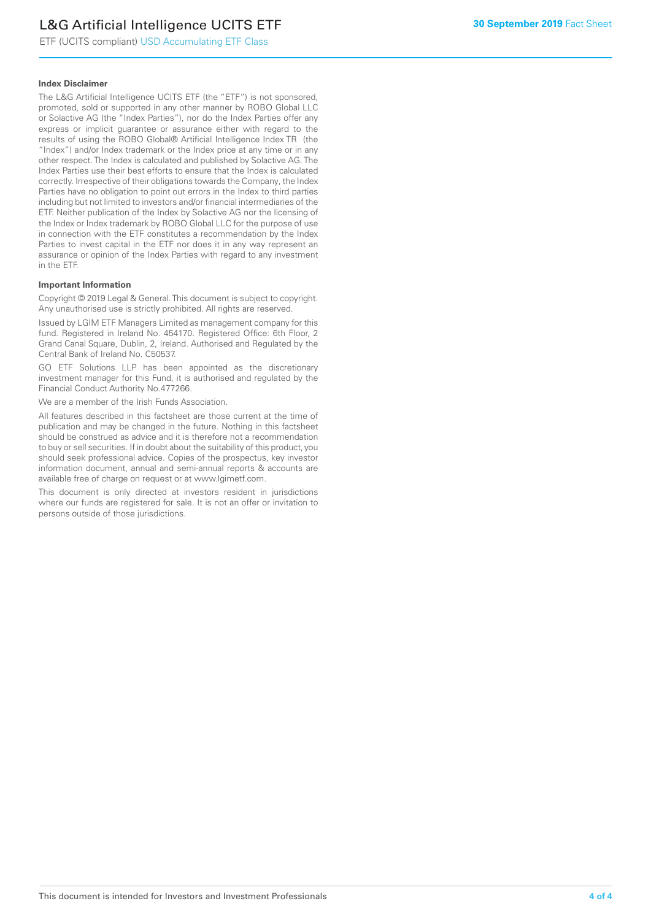**Index Disclaimer**

The L&G Artificial Intelligence UCITS ETF (the "ETF") is not sponsored, promoted, sold or supported in any other manner by ROBO Global LLC or Solactive AG (the "Index Parties"), nor do the Index Parties offer any express or implicit guarantee or assurance either with regard to the results of using the ROBO Global® Artificial Intelligence Index TR (the "Index") and/or Index trademark or the Index price at any time or in any other respect. The Index is calculated and published by Solactive AG. The Index Parties use their best efforts to ensure that the Index is calculated correctly. Irrespective of their obligations towards the Company, the Index Parties have no obligation to point out errors in the Index to third parties including but not limited to investors and/or financial intermediaries of the ETF. Neither publication of the Index by Solactive AG nor the licensing of the Index or Index trademark by ROBO Global LLC for the purpose of use in connection with the ETF constitutes a recommendation by the Index Parties to invest capital in the ETF nor does it in any way represent an assurance or opinion of the Index Parties with regard to any investment in the ETF.

**Important Information**

Copyright © 2019 Legal & General. This document is subject to copyright. Any unauthorised use is strictly prohibited. All rights are reserved.

Issued by LGIM ETF Managers Limited as management company for this fund. Registered in Ireland No. 454170. Registered Office: 6th Floor, 2 Grand Canal Square, Dublin, 2, Ireland. Authorised and Regulated by the Central Bank of Ireland No. C50537.

GO ETF Solutions LLP has been appointed as the discretionary investment manager for this Fund, it is authorised and regulated by the Financial Conduct Authority No.477266.

We are a member of the Irish Funds Association.

All features described in this factsheet are those current at the time of publication and may be changed in the future. Nothing in this factsheet should be construed as advice and it is therefore not a recommendation to buy or sell securities. If in doubt about the suitability of this product, you should seek professional advice. Copies of the prospectus, key investor information document, annual and semi-annual reports & accounts are available free of charge on request or at www.lgimetf.com.

This document is only directed at investors resident in jurisdictions where our funds are registered for sale. It is not an offer or invitation to persons outside of those jurisdictions.